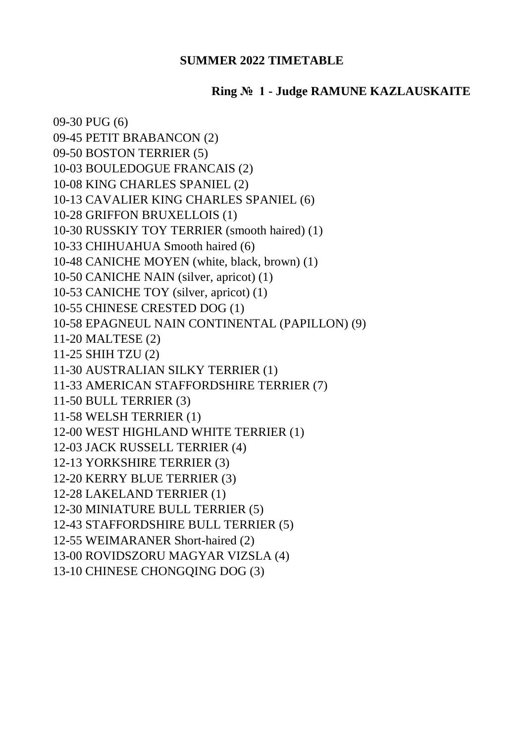**SUMMER 2022 TIMETABLE**

**Ring № 1 - Judge RAMUNE KAZLAUSKAITE**

09-30 PUG (6)
09-45 PETIT BRABANCON (2)
09-50 BOSTON TERRIER (5)
10-03 BOULEDOGUE FRANCAIS (2)
10-08 KING CHARLES SPANIEL (2)
10-13 CAVALIER KING CHARLES SPANIEL (6)
10-28 GRIFFON BRUXELLOIS (1)
10-30 RUSSKIY TOY TERRIER (smooth haired) (1)
10-33 CHIHUAHUA Smooth haired (6)
10-48 CANICHE MOYEN (white, black, brown) (1)
10-50 CANICHE NAIN (silver, apricot) (1)
10-53 CANICHE TOY (silver, apricot) (1)
10-55 CHINESE CRESTED DOG (1)
10-58 EPAGNEUL NAIN CONTINENTAL (PAPILLON) (9)
11-20 MALTESE (2)
11-25 SHIH TZU (2)
11-30 AUSTRALIAN SILKY TERRIER (1)
11-33 AMERICAN STAFFORDSHIRE TERRIER (7)
11-50 BULL TERRIER (3)
11-58 WELSH TERRIER (1)
12-00 WEST HIGHLAND WHITE TERRIER (1)
12-03 JACK RUSSELL TERRIER (4)
12-13 YORKSHIRE TERRIER (3)
12-20 KERRY BLUE TERRIER (3)
12-28 LAKELAND TERRIER (1)
12-30 MINIATURE BULL TERRIER (5)
12-43 STAFFORDSHIRE BULL TERRIER (5)
12-55 WEIMARANER Short-haired (2)
13-00 ROVIDSZORU MAGYAR VIZSLA (4)
13-10 CHINESE CHONGQING DOG (3)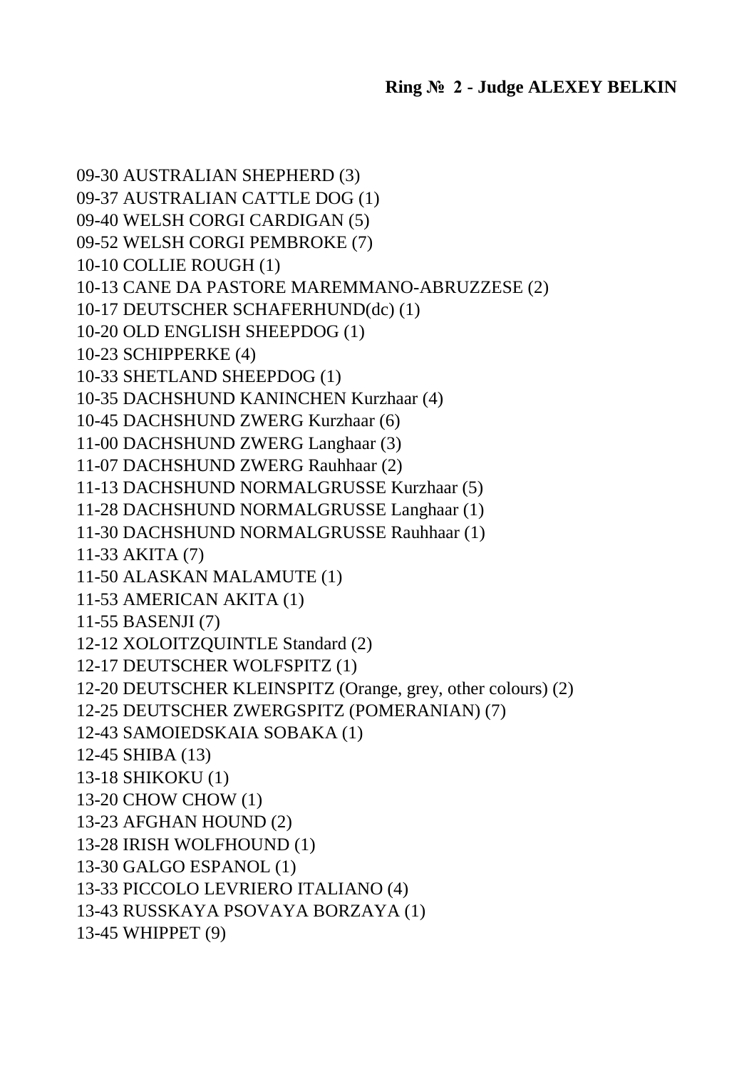## Ring № 2 - Judge ALEXEY BELKIN

09-30 AUSTRALIAN SHEPHERD (3)
09-37 AUSTRALIAN CATTLE DOG (1)
09-40 WELSH CORGI CARDIGAN (5)
09-52 WELSH CORGI PEMBROKE (7)
10-10 COLLIE ROUGH (1)
10-13 CANE DA PASTORE MAREMMANO-ABRUZZESE (2)
10-17 DEUTSCHER SCHAFERHUND(dc) (1)
10-20 OLD ENGLISH SHEEPDOG (1)
10-23 SCHIPPERKE (4)
10-33 SHETLAND SHEEPDOG (1)
10-35 DACHSHUND KANINCHEN Kurzhaar (4)
10-45 DACHSHUND ZWERG Kurzhaar (6)
11-00 DACHSHUND ZWERG Langhaar (3)
11-07 DACHSHUND ZWERG Rauhhaar (2)
11-13 DACHSHUND NORMALGRUSSE Kurzhaar (5)
11-28 DACHSHUND NORMALGRUSSE Langhaar (1)
11-30 DACHSHUND NORMALGRUSSE Rauhhaar (1)
11-33 AKITA (7)
11-50 ALASKAN MALAMUTE (1)
11-53 AMERICAN AKITA (1)
11-55 BASENJI (7)
12-12 XOLOITZQUINTLE Standard (2)
12-17 DEUTSCHER WOLFSPITZ (1)
12-20 DEUTSCHER KLEINSPITZ (Orange, grey, other colours) (2)
12-25 DEUTSCHER ZWERGSPITZ (POMERANIAN) (7)
12-43 SAMOIEDSKAIA SOBAKA (1)
12-45 SHIBA (13)
13-18 SHIKOKU (1)
13-20 CHOW CHOW (1)
13-23 AFGHAN HOUND (2)
13-28 IRISH WOLFHOUND (1)
13-30 GALGO ESPANOL (1)
13-33 PICCOLO LEVRIERO ITALIANO (4)
13-43 RUSSKAYA PSOVAYA BORZAYA (1)
13-45 WHIPPET (9)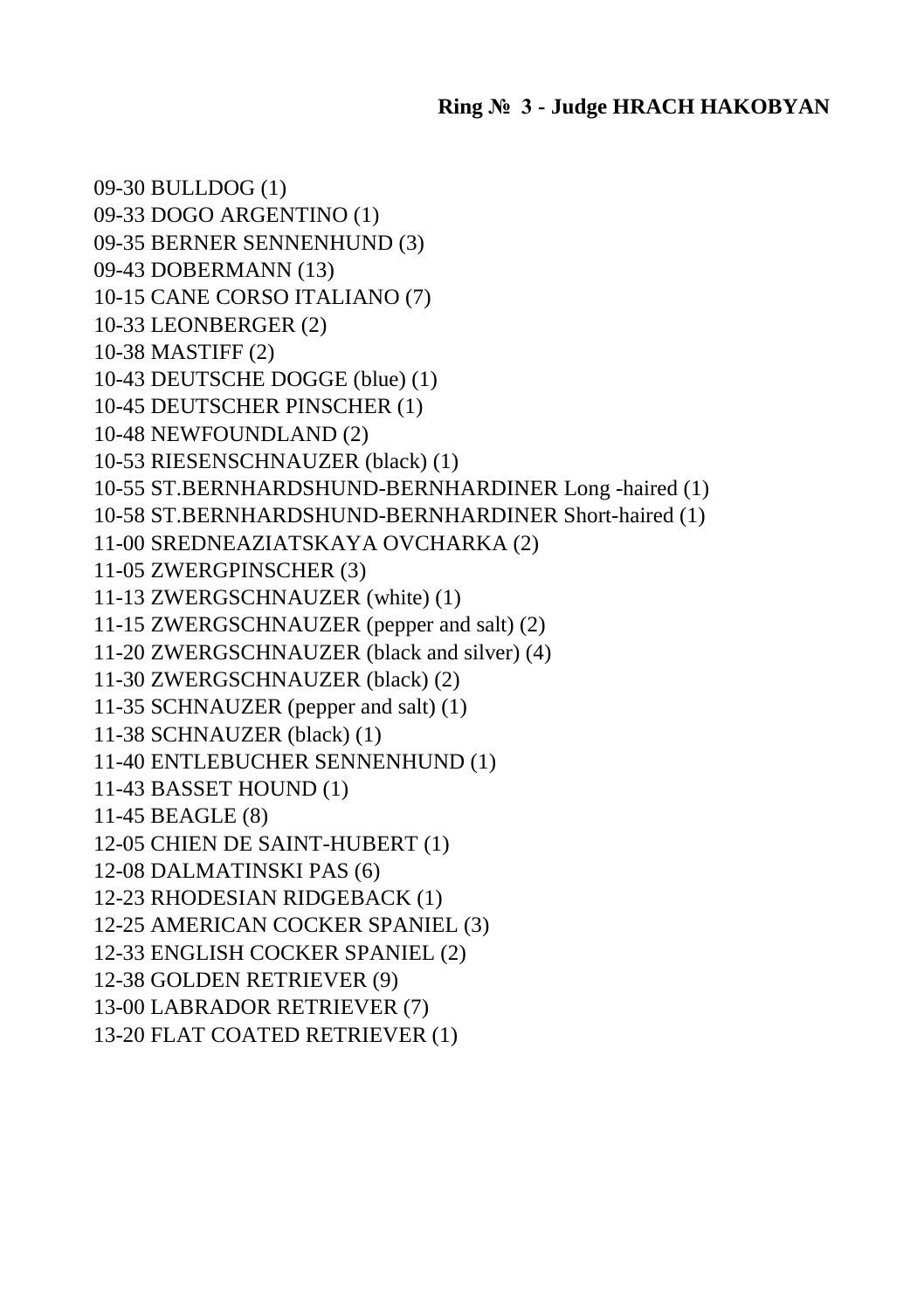### Ring № 3 - Judge HRACH HAKOBYAN

09-30 BULLDOG (1)
09-33 DOGO ARGENTINO (1)
09-35 BERNER SENNENHUND (3)
09-43 DOBERMANN (13)
10-15 CANE CORSO ITALIANO (7)
10-33 LEONBERGER (2)
10-38 MASTIFF (2)
10-43 DEUTSCHE DOGGE (blue) (1)
10-45 DEUTSCHER PINSCHER (1)
10-48 NEWFOUNDLAND (2)
10-53 RIESENSCHNAUZER (black) (1)
10-55 ST.BERNHARDSHUND-BERNHARDINER Long -haired (1)
10-58 ST.BERNHARDSHUND-BERNHARDINER Short-haired (1)
11-00 SREDNEAZIATSKAYA OVCHARKA (2)
11-05 ZWERGPINSCHER (3)
11-13 ZWERGSCHNAUZER (white) (1)
11-15 ZWERGSCHNAUZER (pepper and salt) (2)
11-20 ZWERGSCHNAUZER (black and silver) (4)
11-30 ZWERGSCHNAUZER (black) (2)
11-35 SCHNAUZER (pepper and salt) (1)
11-38 SCHNAUZER (black) (1)
11-40 ENTLEBUCHER SENNENHUND (1)
11-43 BASSET HOUND (1)
11-45 BEAGLE (8)
12-05 CHIEN DE SAINT-HUBERT (1)
12-08 DALMATINSKI PAS (6)
12-23 RHODESIAN RIDGEBACK (1)
12-25 AMERICAN COCKER SPANIEL (3)
12-33 ENGLISH COCKER SPANIEL (2)
12-38 GOLDEN RETRIEVER (9)
13-00 LABRADOR RETRIEVER (7)
13-20 FLAT COATED RETRIEVER (1)